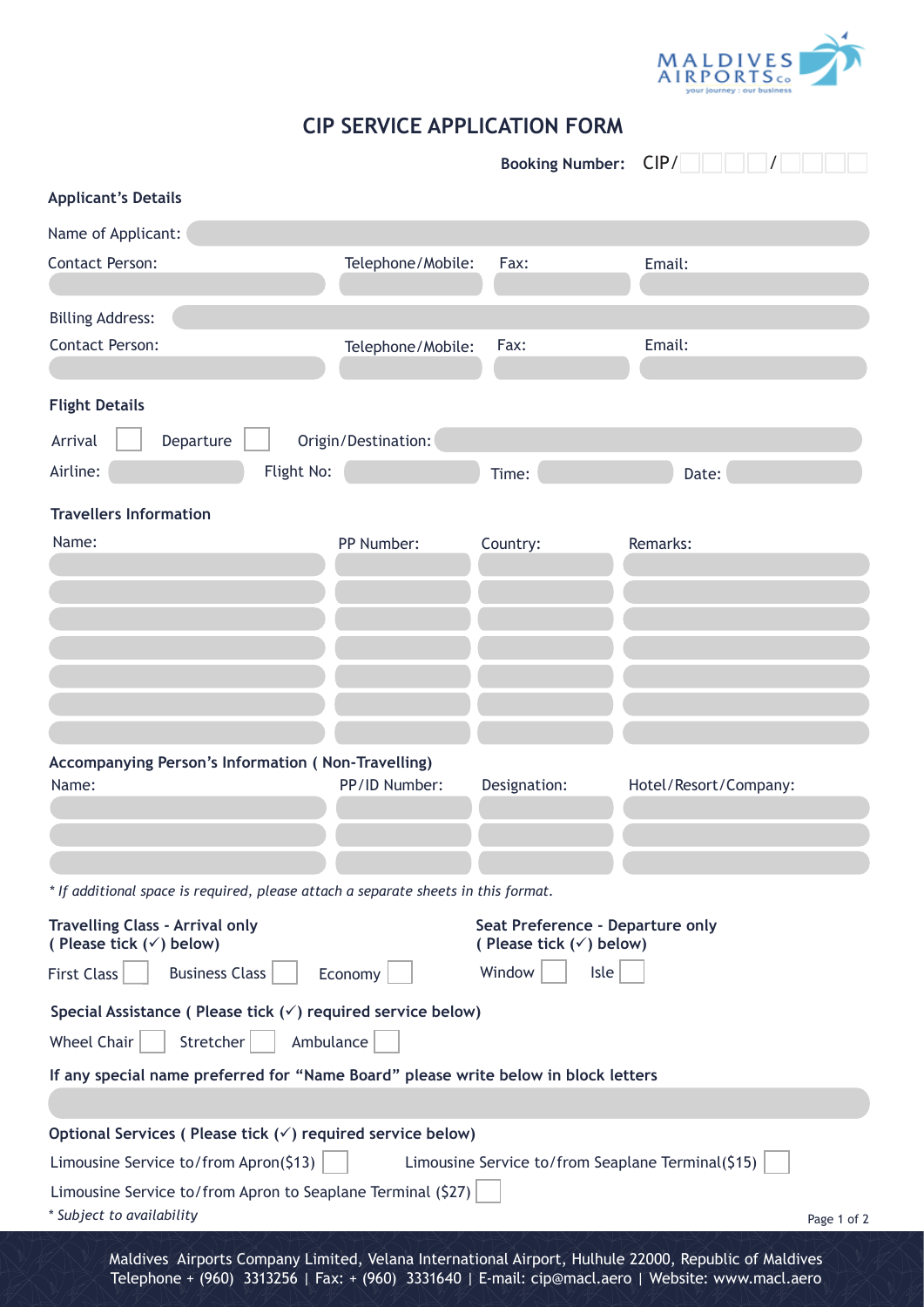# CIP SERVICE APPLICATION FORM

**Booking Number:** CIP/ ☐☐☐☐ / ☐☐☐☐

**Applicant's Details**

Name of Applicant:

| Contact Person: | Telephone/Mobile: | Fax: | Email: |
|---|---|---|---|
| | | | |

Billing Address:

| Contact Person: | Telephone/Mobile: | Fax: | Email: |
|---|---|---|---|
| | | | |

**Flight Details**

Arrival ☐ Departure ☐ Origin/Destination:

Airline: Flight No: Time: Date:

**Travellers Information**

| Name: | PP Number: | Country: | Remarks: |
|---|---|---|---|
| | | | |
| | | | |
| | | | |
| | | | |
| | | | |
| | | | |
| | | | |

**Accompanying Person's Information ( Non-Travelling)**

| Name: | PP/ID Number: | Designation: | Hotel/Resort/Company: |
|---|---|---|---|
| | | | |
| | | | |
| | | | |

*\* If additional space is required, please attach a separate sheets in this format.*

**Travelling Class - Arrival only**
**( Please tick (✓) below)**

First Class ☐ Business Class ☐ Economy ☐

**Seat Preference - Departure only**
**( Please tick (✓) below)**

Window ☐ Isle ☐

**Special Assistance ( Please tick (✓) required service below)**

Wheel Chair ☐ Stretcher ☐ Ambulance ☐

**If any special name preferred for "Name Board" please write below in block letters**

**Optional Services ( Please tick (✓) required service below)**

Limousine Service to/from Apron($13) ☐ Limousine Service to/from Seaplane Terminal($15) ☐

Limousine Service to/from Apron to Seaplane Terminal ($27) ☐

*\* Subject to availability*

Maldives Airports Company Limited, Velana International Airport, Hulhule 22000, Republic of Maldives
Telephone + (960) 3313256 | Fax: + (960) 3331640 | E-mail: cip@macl.aero | Website: www.macl.aero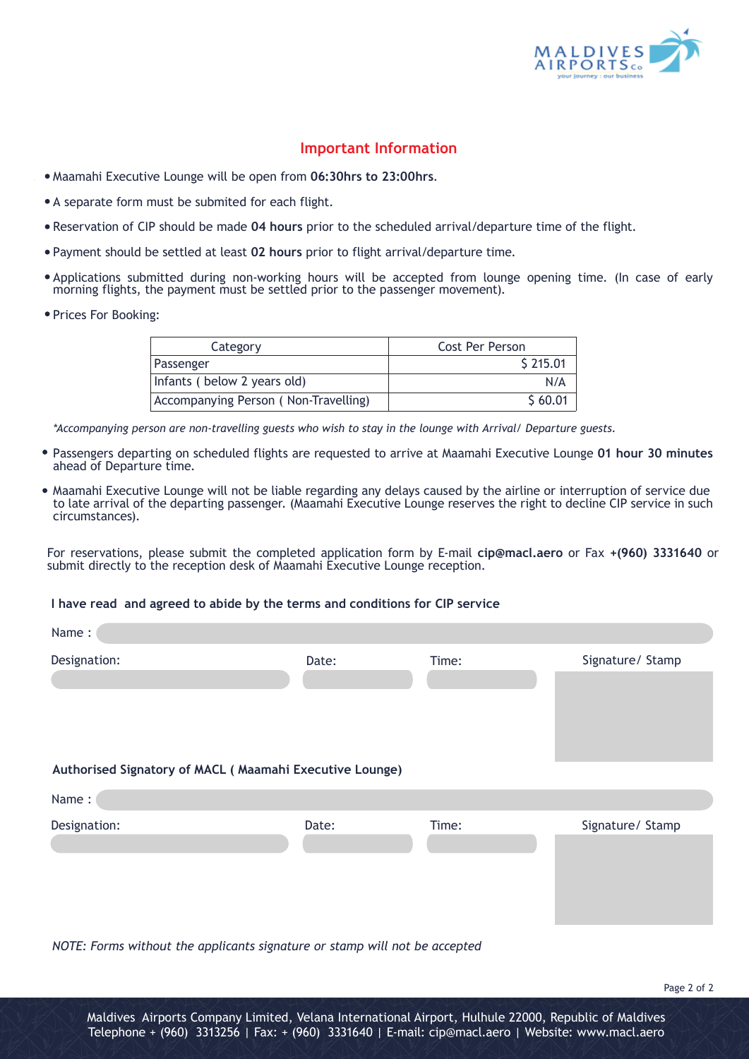## Important Information

- Maamahi Executive Lounge will be open from **06:30hrs to 23:00hrs**.
- A separate form must be submited for each flight.
- Reservation of CIP should be made **04 hours** prior to the scheduled arrival/departure time of the flight.
- Payment should be settled at least **02 hours** prior to flight arrival/departure time.
- Applications submitted during non-working hours will be accepted from lounge opening time. (In case of early morning flights, the payment must be settled prior to the passenger movement).
- Prices For Booking:

| Category | Cost Per Person |
|---|---|
| Passenger | $ 215.01 |
| Infants ( below 2 years old) | N/A |
| Accompanying Person ( Non-Travelling) | $ 60.01 |

*\*Accompanying person are non-travelling guests who wish to stay in the lounge with Arrival/ Departure guests.*

- Passengers departing on scheduled flights are requested to arrive at Maamahi Executive Lounge **01 hour 30 minutes** ahead of Departure time.
- Maamahi Executive Lounge will not be liable regarding any delays caused by the airline or interruption of service due to late arrival of the departing passenger. (Maamahi Executive Lounge reserves the right to decline CIP service in such circumstances).

For reservations, please submit the completed application form by E-mail **cip@macl.aero** or Fax **+(960) 3331640** or submit directly to the reception desk of Maamahi Executive Lounge reception.

**I have read and agreed to abide by the terms and conditions for CIP service**

Name :

Designation: Date: Time: Signature/ Stamp

**Authorised Signatory of MACL ( Maamahi Executive Lounge)**

Name :

Designation: Date: Time: Signature/ Stamp

*NOTE: Forms without the applicants signature or stamp will not be accepted*

Maldives Airports Company Limited, Velana International Airport, Hulhule 22000, Republic of Maldives
Telephone + (960) 3313256 | Fax: + (960) 3331640 | E-mail: cip@macl.aero | Website: www.macl.aero